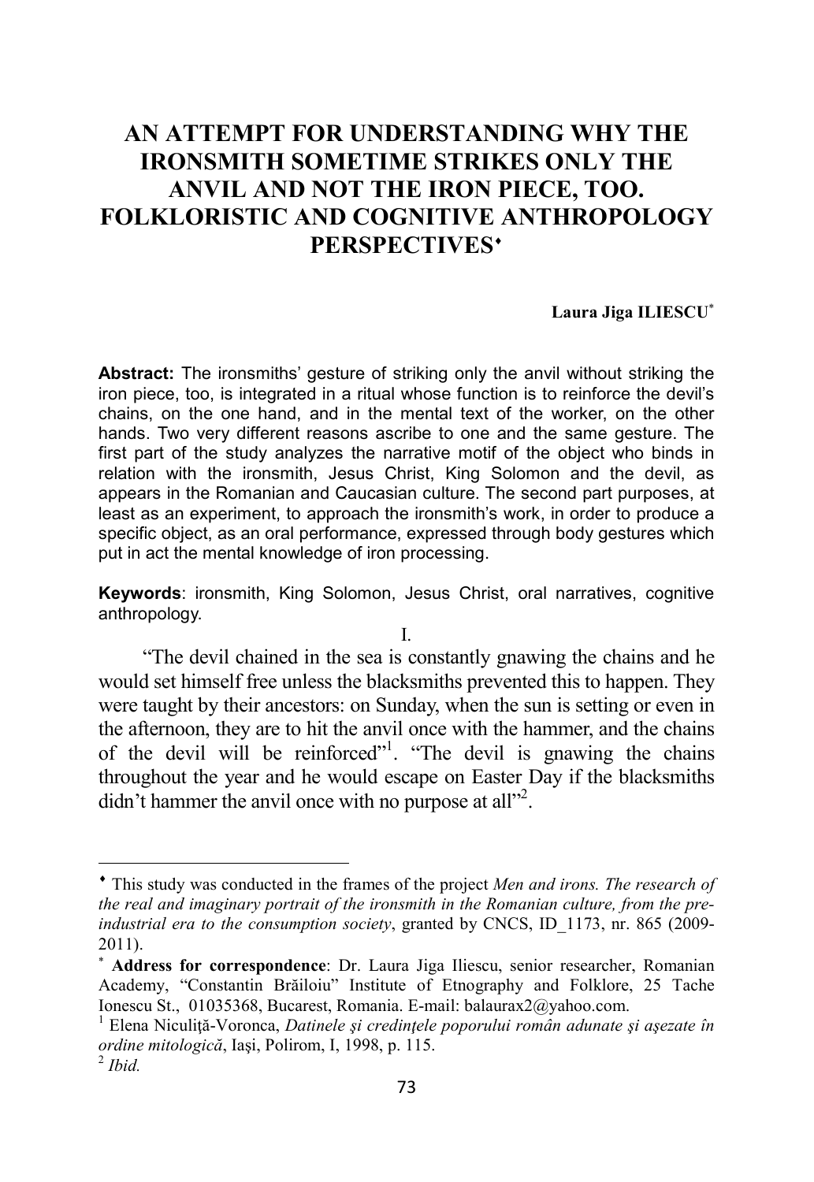# AN ATTEMPT FOR UNDERSTANDING WHY THE IRONSMITH SOMETIME STRIKES ONLY THE ANVIL AND NOT THE IRON PIECE, TOO. FOLKLORISTIC AND COGNITIVE ANTHROPOLOGY PERSPECTIVES[♦]

**Laura Jiga ILIESCU**[*]

**Abstract:** The ironsmiths' gesture of striking only the anvil without striking the iron piece, too, is integrated in a ritual whose function is to reinforce the devil's chains, on the one hand, and in the mental text of the worker, on the other hands. Two very different reasons ascribe to one and the same gesture. The first part of the study analyzes the narrative motif of the object who binds in relation with the ironsmith, Jesus Christ, King Solomon and the devil, as appears in the Romanian and Caucasian culture. The second part purposes, at least as an experiment, to approach the ironsmith's work, in order to produce a specific object, as an oral performance, expressed through body gestures which put in act the mental knowledge of iron processing.

**Keywords**: ironsmith, King Solomon, Jesus Christ, oral narratives, cognitive anthropology.

## I.

"The devil chained in the sea is constantly gnawing the chains and he would set himself free unless the blacksmiths prevented this to happen. They were taught by their ancestors: on Sunday, when the sun is setting or even in the afternoon, they are to hit the anvil once with the hammer, and the chains of the devil will be reinforced"[1]. "The devil is gnawing the chains throughout the year and he would escape on Easter Day if the blacksmiths didn't hammer the anvil once with no purpose at all"[2].

---

[♦] This study was conducted in the frames of the project *Men and irons. The research of the real and imaginary portrait of the ironsmith in the Romanian culture, from the pre-industrial era to the consumption society*, granted by CNCS, ID_1173, nr. 865 (2009-2011).

[*] **Address for correspondence**: Dr. Laura Jiga Iliescu, senior researcher, Romanian Academy, "Constantin Brăiloiu" Institute of Etnography and Folklore, 25 Tache Ionescu St., 01035368, Bucarest, Romania. E-mail: balaurax2@yahoo.com.

[1] Elena Niculiţă-Voronca, *Datinele şi credinţele poporului român adunate şi aşezate în ordine mitologică*, Iaşi, Polirom, I, 1998, p. 115.

[2] *Ibid.*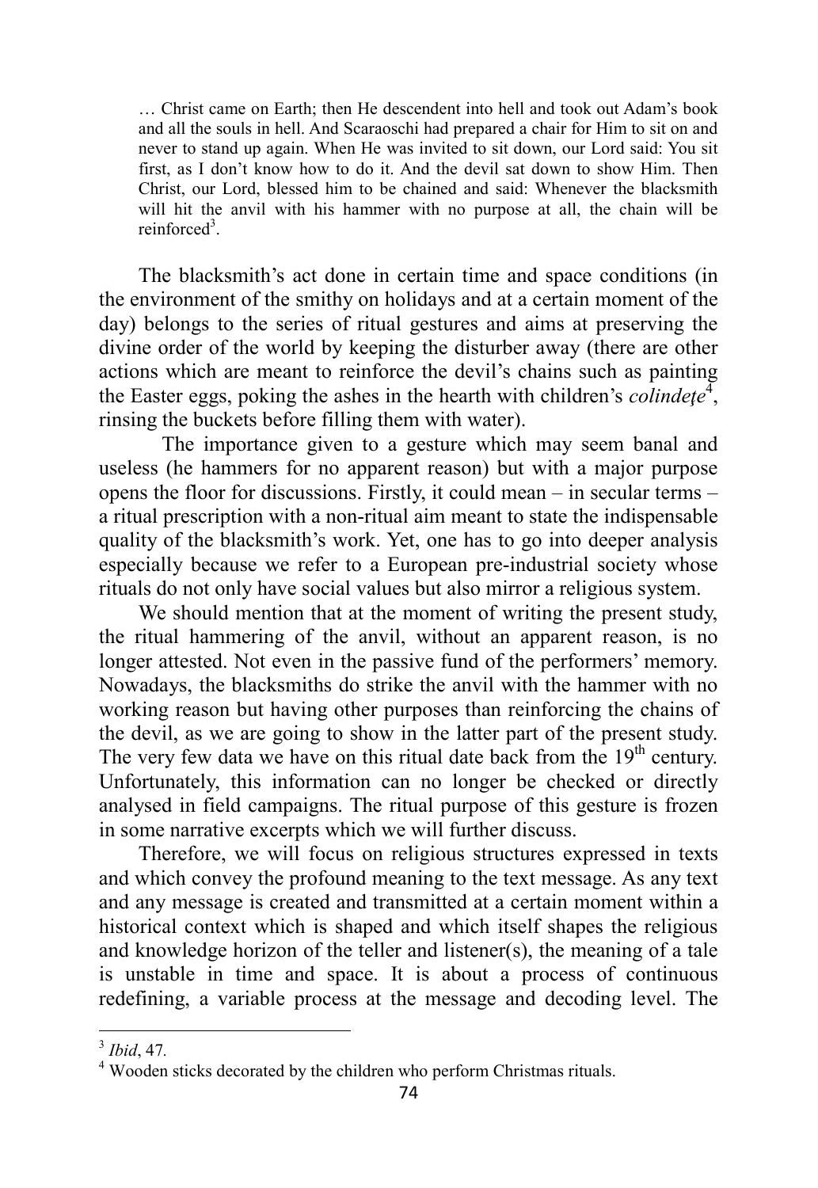> … Christ came on Earth; then He descendent into hell and took out Adam's book and all the souls in hell. And Scaraoschi had prepared a chair for Him to sit on and never to stand up again. When He was invited to sit down, our Lord said: You sit first, as I don't know how to do it. And the devil sat down to show Him. Then Christ, our Lord, blessed him to be chained and said: Whenever the blacksmith will hit the anvil with his hammer with no purpose at all, the chain will be reinforced[3].

The blacksmith's act done in certain time and space conditions (in the environment of the smithy on holidays and at a certain moment of the day) belongs to the series of ritual gestures and aims at preserving the divine order of the world by keeping the disturber away (there are other actions which are meant to reinforce the devil's chains such as painting the Easter eggs, poking the ashes in the hearth with children's *colindeţe*[4], rinsing the buckets before filling them with water).

The importance given to a gesture which may seem banal and useless (he hammers for no apparent reason) but with a major purpose opens the floor for discussions. Firstly, it could mean – in secular terms – a ritual prescription with a non-ritual aim meant to state the indispensable quality of the blacksmith's work. Yet, one has to go into deeper analysis especially because we refer to a European pre-industrial society whose rituals do not only have social values but also mirror a religious system.

We should mention that at the moment of writing the present study, the ritual hammering of the anvil, without an apparent reason, is no longer attested. Not even in the passive fund of the performers' memory. Nowadays, the blacksmiths do strike the anvil with the hammer with no working reason but having other purposes than reinforcing the chains of the devil, as we are going to show in the latter part of the present study. The very few data we have on this ritual date back from the 19th century. Unfortunately, this information can no longer be checked or directly analysed in field campaigns. The ritual purpose of this gesture is frozen in some narrative excerpts which we will further discuss.

Therefore, we will focus on religious structures expressed in texts and which convey the profound meaning to the text message. As any text and any message is created and transmitted at a certain moment within a historical context which is shaped and which itself shapes the religious and knowledge horizon of the teller and listener(s), the meaning of a tale is unstable in time and space. It is about a process of continuous redefining, a variable process at the message and decoding level. The

---

[3] *Ibid*, 47.

[4] Wooden sticks decorated by the children who perform Christmas rituals.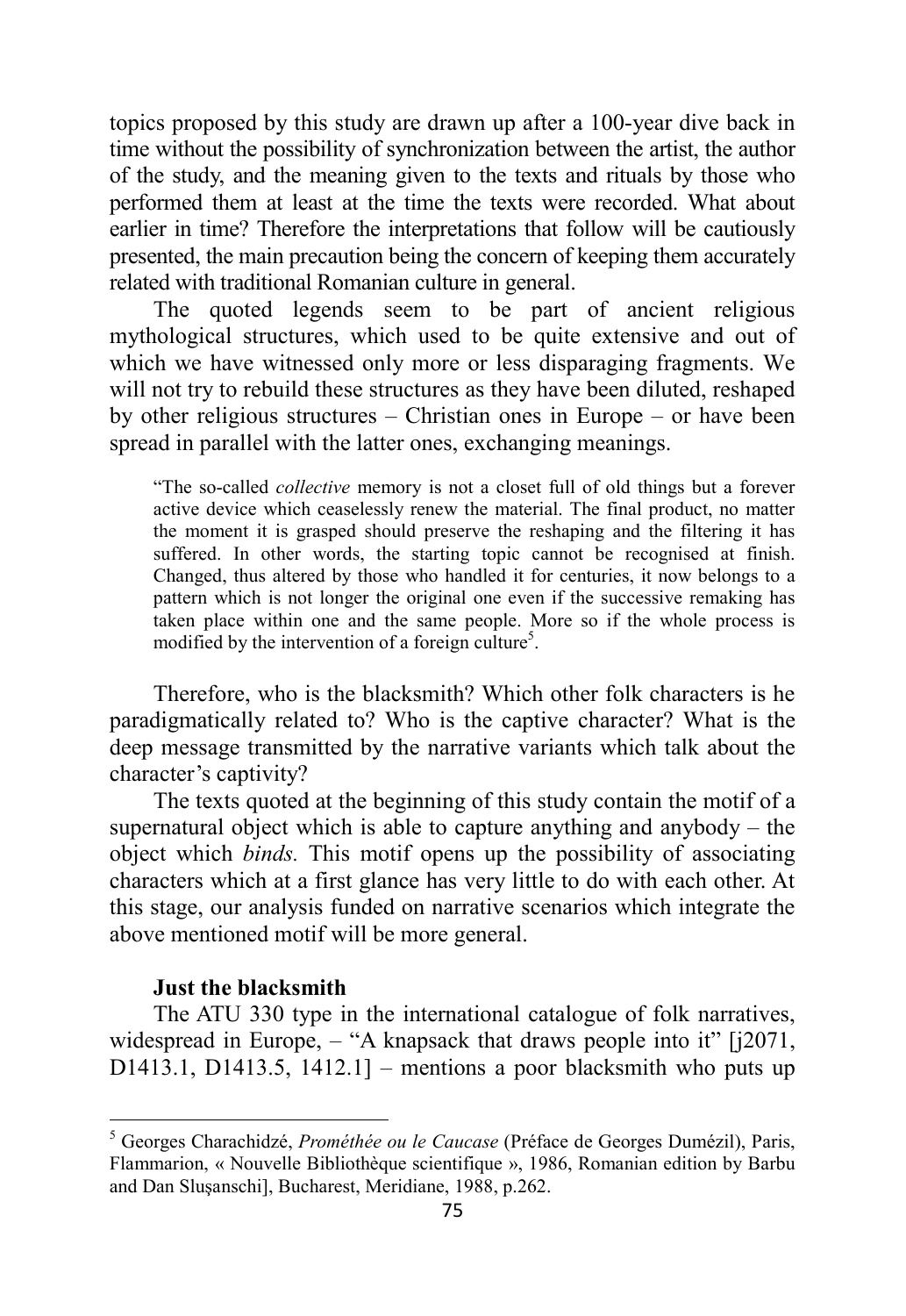topics proposed by this study are drawn up after a 100-year dive back in time without the possibility of synchronization between the artist, the author of the study, and the meaning given to the texts and rituals by those who performed them at least at the time the texts were recorded. What about earlier in time? Therefore the interpretations that follow will be cautiously presented, the main precaution being the concern of keeping them accurately related with traditional Romanian culture in general.

The quoted legends seem to be part of ancient religious mythological structures, which used to be quite extensive and out of which we have witnessed only more or less disparaging fragments. We will not try to rebuild these structures as they have been diluted, reshaped by other religious structures – Christian ones in Europe – or have been spread in parallel with the latter ones, exchanging meanings.

> "The so-called *collective* memory is not a closet full of old things but a forever active device which ceaselessly renew the material. The final product, no matter the moment it is grasped should preserve the reshaping and the filtering it has suffered. In other words, the starting topic cannot be recognised at finish. Changed, thus altered by those who handled it for centuries, it now belongs to a pattern which is not longer the original one even if the successive remaking has taken place within one and the same people. More so if the whole process is modified by the intervention of a foreign culture[5].

Therefore, who is the blacksmith? Which other folk characters is he paradigmatically related to? Who is the captive character? What is the deep message transmitted by the narrative variants which talk about the character's captivity?

The texts quoted at the beginning of this study contain the motif of a supernatural object which is able to capture anything and anybody – the object which *binds.* This motif opens up the possibility of associating characters which at a first glance has very little to do with each other. At this stage, our analysis funded on narrative scenarios which integrate the above mentioned motif will be more general.

### Just the blacksmith

The ATU 330 type in the international catalogue of folk narratives, widespread in Europe, – "A knapsack that draws people into it" [j2071, D1413.1, D1413.5, 1412.1] – mentions a poor blacksmith who puts up

---

[5] Georges Charachidzé, *Prométhée ou le Caucase* (Préface de Georges Dumézil), Paris, Flammarion, « Nouvelle Bibliothèque scientifique », 1986, Romanian edition by Barbu and Dan Slușanschi], Bucharest, Meridiane, 1988, p.262.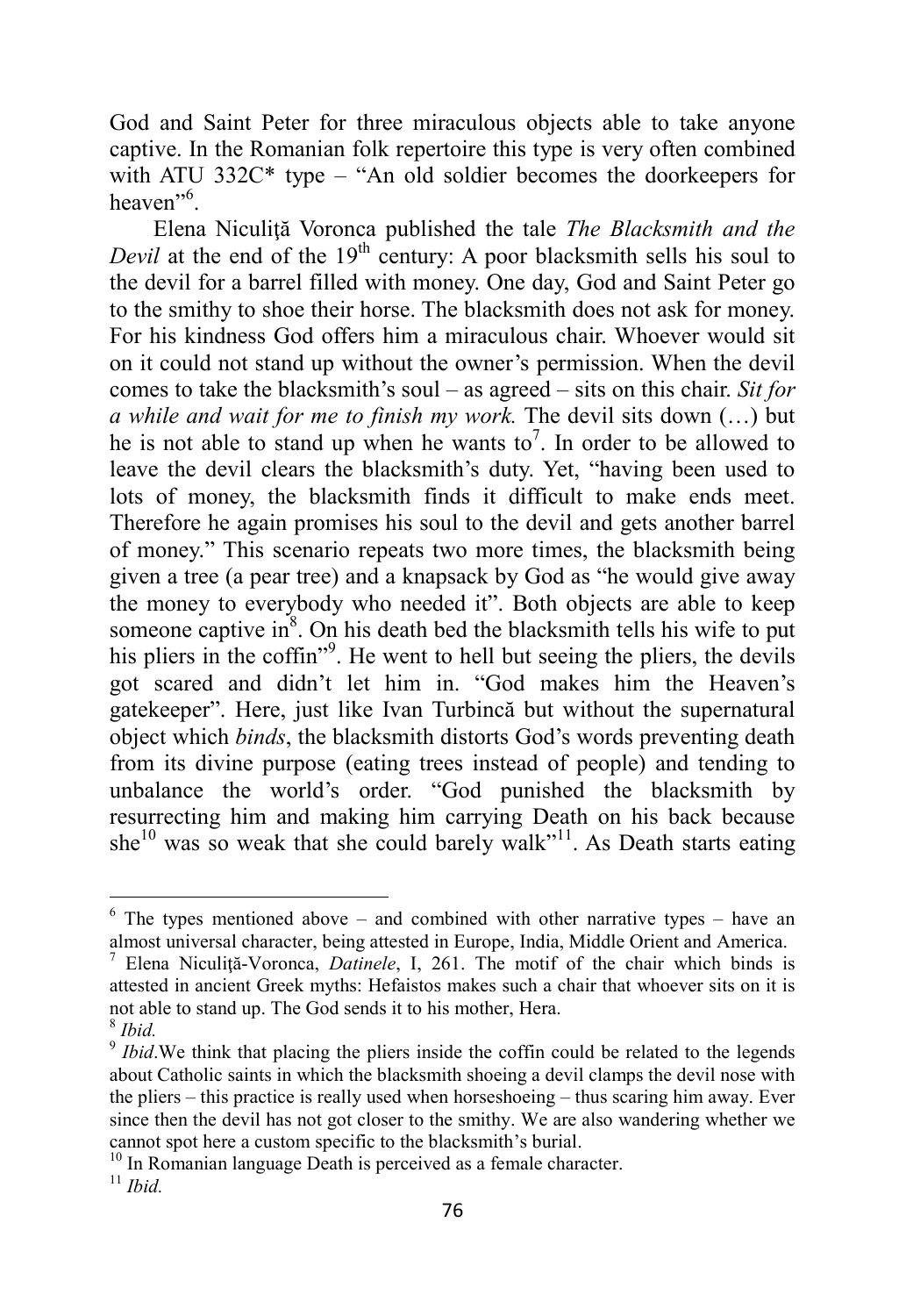God and Saint Peter for three miraculous objects able to take anyone captive. In the Romanian folk repertoire this type is very often combined with ATU 332C* type – "An old soldier becomes the doorkeepers for heaven"[6].

Elena Niculiţă Voronca published the tale *The Blacksmith and the Devil* at the end of the 19[th] century: A poor blacksmith sells his soul to the devil for a barrel filled with money. One day, God and Saint Peter go to the smithy to shoe their horse. The blacksmith does not ask for money. For his kindness God offers him a miraculous chair. Whoever would sit on it could not stand up without the owner's permission. When the devil comes to take the blacksmith's soul – as agreed – sits on this chair. *Sit for a while and wait for me to finish my work.* The devil sits down (…) but he is not able to stand up when he wants to[7]. In order to be allowed to leave the devil clears the blacksmith's duty. Yet, "having been used to lots of money, the blacksmith finds it difficult to make ends meet. Therefore he again promises his soul to the devil and gets another barrel of money." This scenario repeats two more times, the blacksmith being given a tree (a pear tree) and a knapsack by God as "he would give away the money to everybody who needed it". Both objects are able to keep someone captive in[8]. On his death bed the blacksmith tells his wife to put his pliers in the coffin"[9]. He went to hell but seeing the pliers, the devils got scared and didn't let him in. "God makes him the Heaven's gatekeeper". Here, just like Ivan Turbincă but without the supernatural object which *binds*, the blacksmith distorts God's words preventing death from its divine purpose (eating trees instead of people) and tending to unbalance the world's order. "God punished the blacksmith by resurrecting him and making him carrying Death on his back because she[10] was so weak that she could barely walk"[11]. As Death starts eating

---

[6] The types mentioned above – and combined with other narrative types – have an almost universal character, being attested in Europe, India, Middle Orient and America.

[7] Elena Niculiţă-Voronca, *Datinele*, I, 261. The motif of the chair which binds is attested in ancient Greek myths: Hefaistos makes such a chair that whoever sits on it is not able to stand up. The God sends it to his mother, Hera.

[8] *Ibid.*

[9] *Ibid.*We think that placing the pliers inside the coffin could be related to the legends about Catholic saints in which the blacksmith shoeing a devil clamps the devil nose with the pliers – this practice is really used when horseshoeing – thus scaring him away. Ever since then the devil has not got closer to the smithy. We are also wandering whether we cannot spot here a custom specific to the blacksmith's burial.

[10] In Romanian language Death is perceived as a female character.

[11] *Ibid.*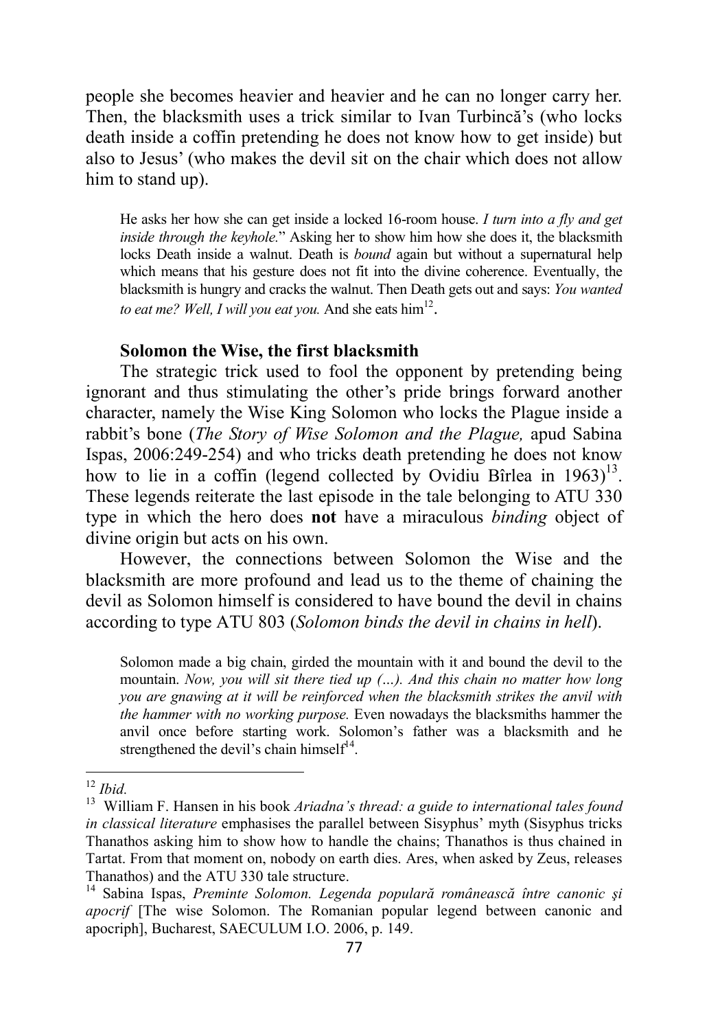people she becomes heavier and heavier and he can no longer carry her. Then, the blacksmith uses a trick similar to Ivan Turbincă's (who locks death inside a coffin pretending he does not know how to get inside) but also to Jesus' (who makes the devil sit on the chair which does not allow him to stand up).

> He asks her how she can get inside a locked 16-room house. *I turn into a fly and get inside through the keyhole.*" Asking her to show him how she does it, the blacksmith locks Death inside a walnut. Death is *bound* again but without a supernatural help which means that his gesture does not fit into the divine coherence. Eventually, the blacksmith is hungry and cracks the walnut. Then Death gets out and says: *You wanted to eat me? Well, I will you eat you.* And she eats him[12].

**Solomon the Wise, the first blacksmith**

The strategic trick used to fool the opponent by pretending being ignorant and thus stimulating the other's pride brings forward another character, namely the Wise King Solomon who locks the Plague inside a rabbit's bone (*The Story of Wise Solomon and the Plague,* apud Sabina Ispas, 2006:249-254) and who tricks death pretending he does not know how to lie in a coffin (legend collected by Ovidiu Bîrlea in 1963)[13]. These legends reiterate the last episode in the tale belonging to ATU 330 type in which the hero does **not** have a miraculous *binding* object of divine origin but acts on his own.

However, the connections between Solomon the Wise and the blacksmith are more profound and lead us to the theme of chaining the devil as Solomon himself is considered to have bound the devil in chains according to type ATU 803 (*Solomon binds the devil in chains in hell*).

> Solomon made a big chain, girded the mountain with it and bound the devil to the mountain. *Now, you will sit there tied up (…). And this chain no matter how long you are gnawing at it will be reinforced when the blacksmith strikes the anvil with the hammer with no working purpose.* Even nowadays the blacksmiths hammer the anvil once before starting work. Solomon's father was a blacksmith and he strengthened the devil's chain himself[14].

---

[12] *Ibid.*

[13] William F. Hansen in his book *Ariadna's thread: a guide to international tales found in classical literature* emphasises the parallel between Sisyphus' myth (Sisyphus tricks Thanathos asking him to show how to handle the chains; Thanathos is thus chained in Tartat. From that moment on, nobody on earth dies. Ares, when asked by Zeus, releases Thanathos) and the ATU 330 tale structure.

[14] Sabina Ispas, *Preminte Solomon. Legenda populară românească între canonic şi apocrif* [The wise Solomon. The Romanian popular legend between canonic and apocriph], Bucharest, SAECULUM I.O. 2006, p. 149.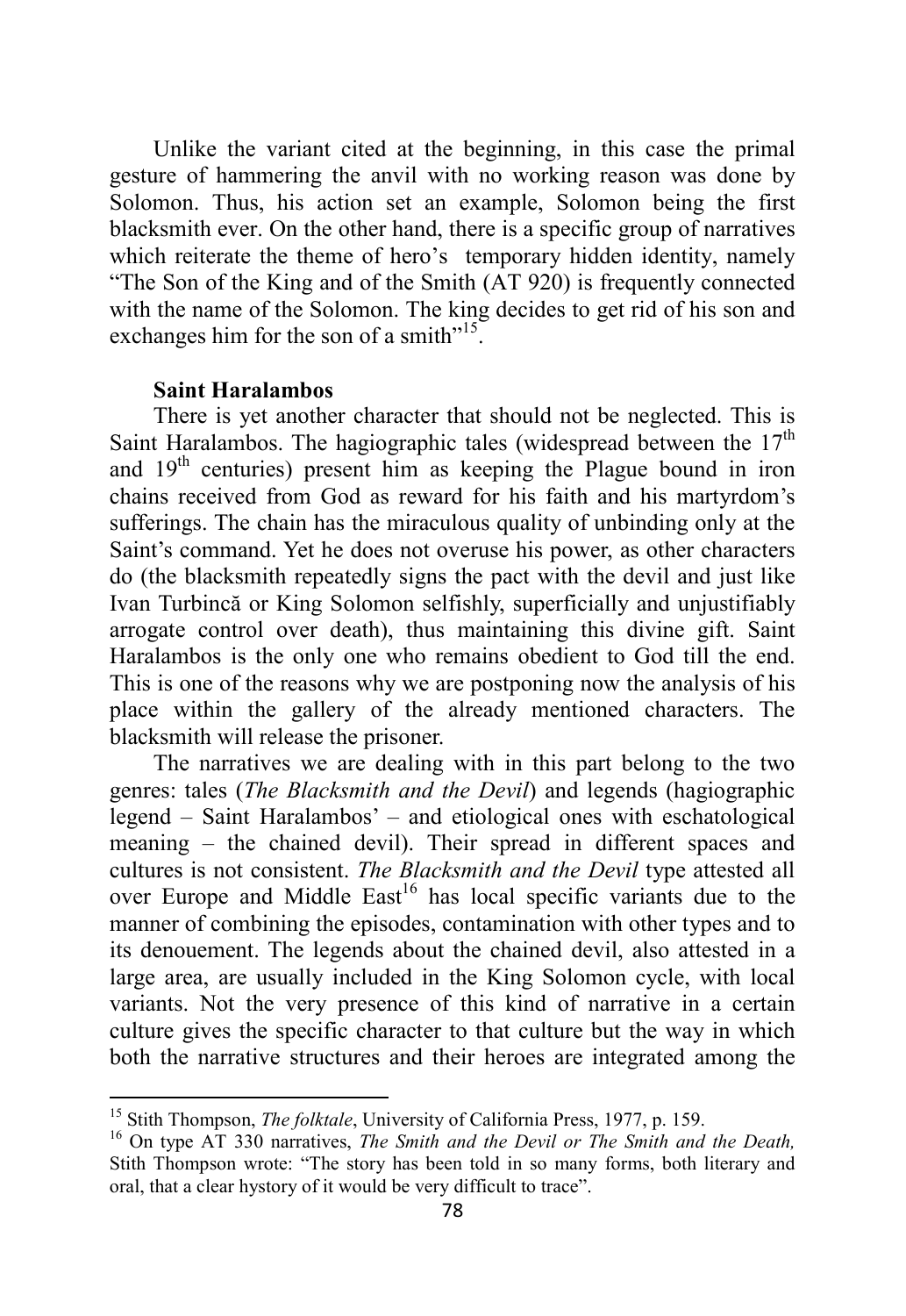Unlike the variant cited at the beginning, in this case the primal gesture of hammering the anvil with no working reason was done by Solomon. Thus, his action set an example, Solomon being the first blacksmith ever. On the other hand, there is a specific group of narratives which reiterate the theme of hero's temporary hidden identity, namely "The Son of the King and of the Smith (AT 920) is frequently connected with the name of the Solomon. The king decides to get rid of his son and exchanges him for the son of a smith"[15].

**Saint Haralambos**

There is yet another character that should not be neglected. This is Saint Haralambos. The hagiographic tales (widespread between the 17th and 19th centuries) present him as keeping the Plague bound in iron chains received from God as reward for his faith and his martyrdom's sufferings. The chain has the miraculous quality of unbinding only at the Saint's command. Yet he does not overuse his power, as other characters do (the blacksmith repeatedly signs the pact with the devil and just like Ivan Turbincă or King Solomon selfishly, superficially and unjustifiably arrogate control over death), thus maintaining this divine gift. Saint Haralambos is the only one who remains obedient to God till the end. This is one of the reasons why we are postponing now the analysis of his place within the gallery of the already mentioned characters. The blacksmith will release the prisoner.

The narratives we are dealing with in this part belong to the two genres: tales (*The Blacksmith and the Devil*) and legends (hagiographic legend – Saint Haralambos' – and etiological ones with eschatological meaning – the chained devil). Their spread in different spaces and cultures is not consistent. *The Blacksmith and the Devil* type attested all over Europe and Middle East[16] has local specific variants due to the manner of combining the episodes, contamination with other types and to its denouement. The legends about the chained devil, also attested in a large area, are usually included in the King Solomon cycle, with local variants. Not the very presence of this kind of narrative in a certain culture gives the specific character to that culture but the way in which both the narrative structures and their heroes are integrated among the

---

[15] Stith Thompson, *The folktale*, University of California Press, 1977, p. 159.

[16] On type AT 330 narratives, *The Smith and the Devil or The Smith and the Death,* Stith Thompson wrote: "The story has been told in so many forms, both literary and oral, that a clear hystory of it would be very difficult to trace".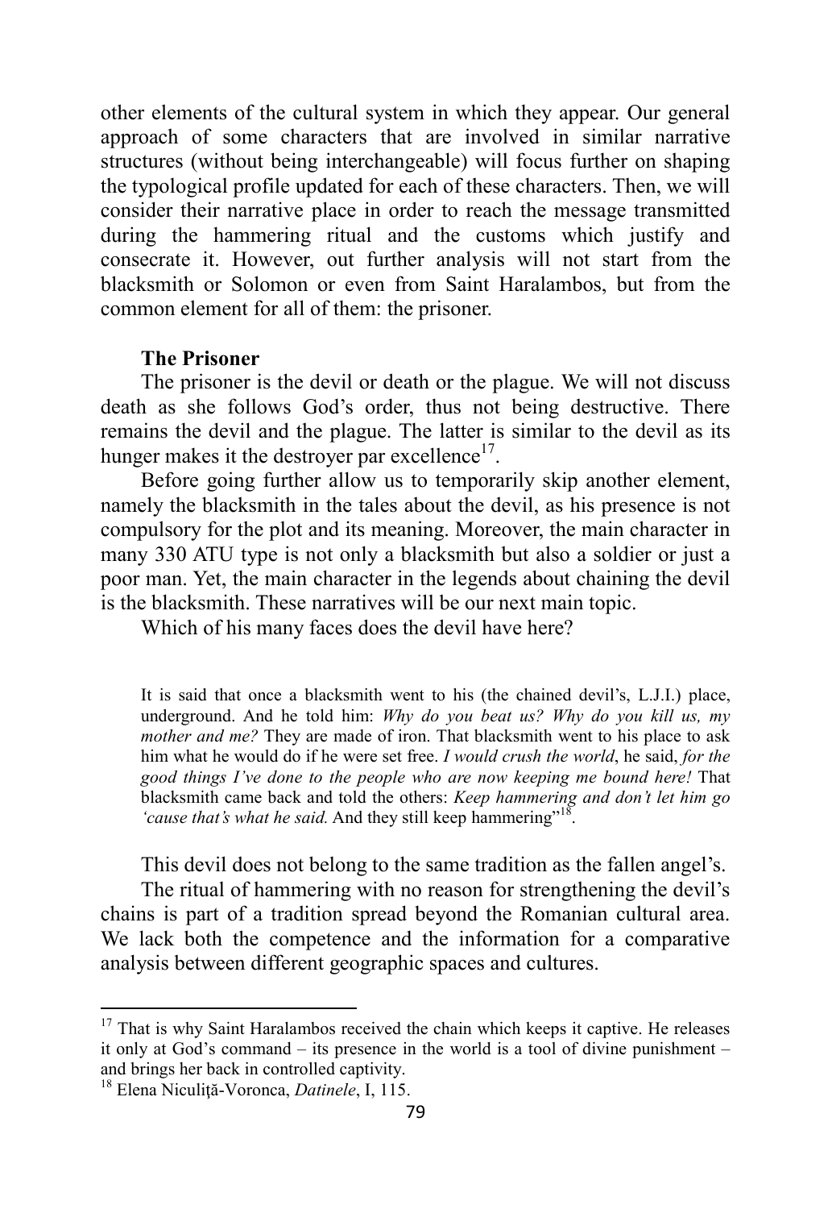other elements of the cultural system in which they appear. Our general approach of some characters that are involved in similar narrative structures (without being interchangeable) will focus further on shaping the typological profile updated for each of these characters. Then, we will consider their narrative place in order to reach the message transmitted during the hammering ritual and the customs which justify and consecrate it. However, out further analysis will not start from the blacksmith or Solomon or even from Saint Haralambos, but from the common element for all of them: the prisoner.

### The Prisoner

The prisoner is the devil or death or the plague. We will not discuss death as she follows God's order, thus not being destructive. There remains the devil and the plague. The latter is similar to the devil as its hunger makes it the destroyer par excellence[17].

Before going further allow us to temporarily skip another element, namely the blacksmith in the tales about the devil, as his presence is not compulsory for the plot and its meaning. Moreover, the main character in many 330 ATU type is not only a blacksmith but also a soldier or just a poor man. Yet, the main character in the legends about chaining the devil is the blacksmith. These narratives will be our next main topic.

Which of his many faces does the devil have here?

> It is said that once a blacksmith went to his (the chained devil's, L.J.I.) place, underground. And he told him: *Why do you beat us? Why do you kill us, my mother and me?* They are made of iron. That blacksmith went to his place to ask him what he would do if he were set free. *I would crush the world*, he said, *for the good things I've done to the people who are now keeping me bound here!* That blacksmith came back and told the others: *Keep hammering and don't let him go 'cause that's what he said.* And they still keep hammering"[18].

This devil does not belong to the same tradition as the fallen angel's.

The ritual of hammering with no reason for strengthening the devil's chains is part of a tradition spread beyond the Romanian cultural area. We lack both the competence and the information for a comparative analysis between different geographic spaces and cultures.

---

[17] That is why Saint Haralambos received the chain which keeps it captive. He releases it only at God's command – its presence in the world is a tool of divine punishment – and brings her back in controlled captivity.

[18] Elena Niculiță-Voronca, *Datinele*, I, 115.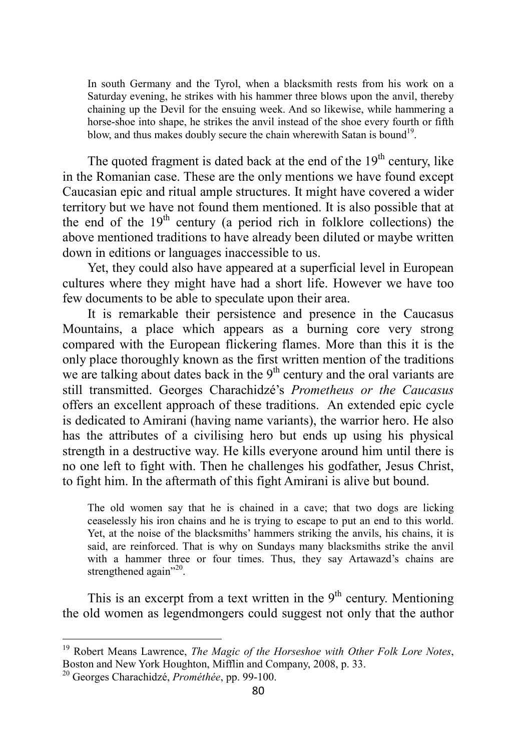> In south Germany and the Tyrol, when a blacksmith rests from his work on a Saturday evening, he strikes with his hammer three blows upon the anvil, thereby chaining up the Devil for the ensuing week. And so likewise, while hammering a horse-shoe into shape, he strikes the anvil instead of the shoe every fourth or fifth blow, and thus makes doubly secure the chain wherewith Satan is bound[19].

The quoted fragment is dated back at the end of the 19th century, like in the Romanian case. These are the only mentions we have found except Caucasian epic and ritual ample structures. It might have covered a wider territory but we have not found them mentioned. It is also possible that at the end of the 19th century (a period rich in folklore collections) the above mentioned traditions to have already been diluted or maybe written down in editions or languages inaccessible to us.

Yet, they could also have appeared at a superficial level in European cultures where they might have had a short life. However we have too few documents to be able to speculate upon their area.

It is remarkable their persistence and presence in the Caucasus Mountains, a place which appears as a burning core very strong compared with the European flickering flames. More than this it is the only place thoroughly known as the first written mention of the traditions we are talking about dates back in the 9th century and the oral variants are still transmitted. Georges Charachidzé's *Prometheus or the Caucasus* offers an excellent approach of these traditions. An extended epic cycle is dedicated to Amirani (having name variants), the warrior hero. He also has the attributes of a civilising hero but ends up using his physical strength in a destructive way. He kills everyone around him until there is no one left to fight with. Then he challenges his godfather, Jesus Christ, to fight him. In the aftermath of this fight Amirani is alive but bound.

> The old women say that he is chained in a cave; that two dogs are licking ceaselessly his iron chains and he is trying to escape to put an end to this world. Yet, at the noise of the blacksmiths' hammers striking the anvils, his chains, it is said, are reinforced. That is why on Sundays many blacksmiths strike the anvil with a hammer three or four times. Thus, they say Artawazd's chains are strengthened again"[20].

This is an excerpt from a text written in the 9th century. Mentioning the old women as legendmongers could suggest not only that the author

---

[19] Robert Means Lawrence, *The Magic of the Horseshoe with Other Folk Lore Notes*, Boston and New York Houghton, Mifflin and Company, 2008, p. 33.

[20] Georges Charachidzé, *Prométhée*, pp. 99-100.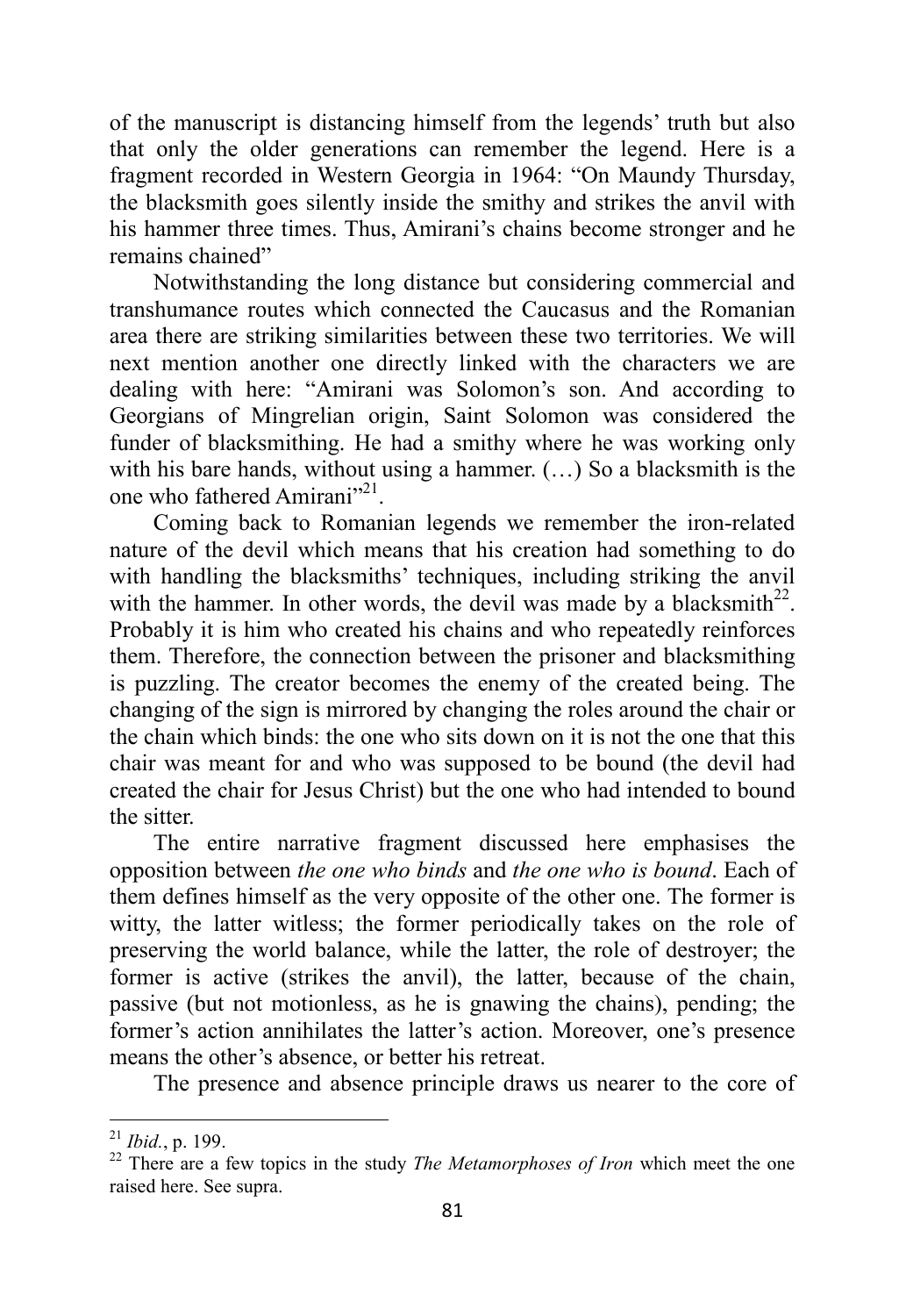of the manuscript is distancing himself from the legends' truth but also that only the older generations can remember the legend. Here is a fragment recorded in Western Georgia in 1964: "On Maundy Thursday, the blacksmith goes silently inside the smithy and strikes the anvil with his hammer three times. Thus, Amirani's chains become stronger and he remains chained"

Notwithstanding the long distance but considering commercial and transhumance routes which connected the Caucasus and the Romanian area there are striking similarities between these two territories. We will next mention another one directly linked with the characters we are dealing with here: "Amirani was Solomon's son. And according to Georgians of Mingrelian origin, Saint Solomon was considered the funder of blacksmithing. He had a smithy where he was working only with his bare hands, without using a hammer. (…) So a blacksmith is the one who fathered Amirani"[21].

Coming back to Romanian legends we remember the iron-related nature of the devil which means that his creation had something to do with handling the blacksmiths' techniques, including striking the anvil with the hammer. In other words, the devil was made by a blacksmith[22]. Probably it is him who created his chains and who repeatedly reinforces them. Therefore, the connection between the prisoner and blacksmithing is puzzling. The creator becomes the enemy of the created being. The changing of the sign is mirrored by changing the roles around the chair or the chain which binds: the one who sits down on it is not the one that this chair was meant for and who was supposed to be bound (the devil had created the chair for Jesus Christ) but the one who had intended to bound the sitter.

The entire narrative fragment discussed here emphasises the opposition between *the one who binds* and *the one who is bound*. Each of them defines himself as the very opposite of the other one. The former is witty, the latter witless; the former periodically takes on the role of preserving the world balance, while the latter, the role of destroyer; the former is active (strikes the anvil), the latter, because of the chain, passive (but not motionless, as he is gnawing the chains), pending; the former's action annihilates the latter's action. Moreover, one's presence means the other's absence, or better his retreat.

The presence and absence principle draws us nearer to the core of

---

[21] *Ibid.*, p. 199.

[22] There are a few topics in the study *The Metamorphoses of Iron* which meet the one raised here. See supra.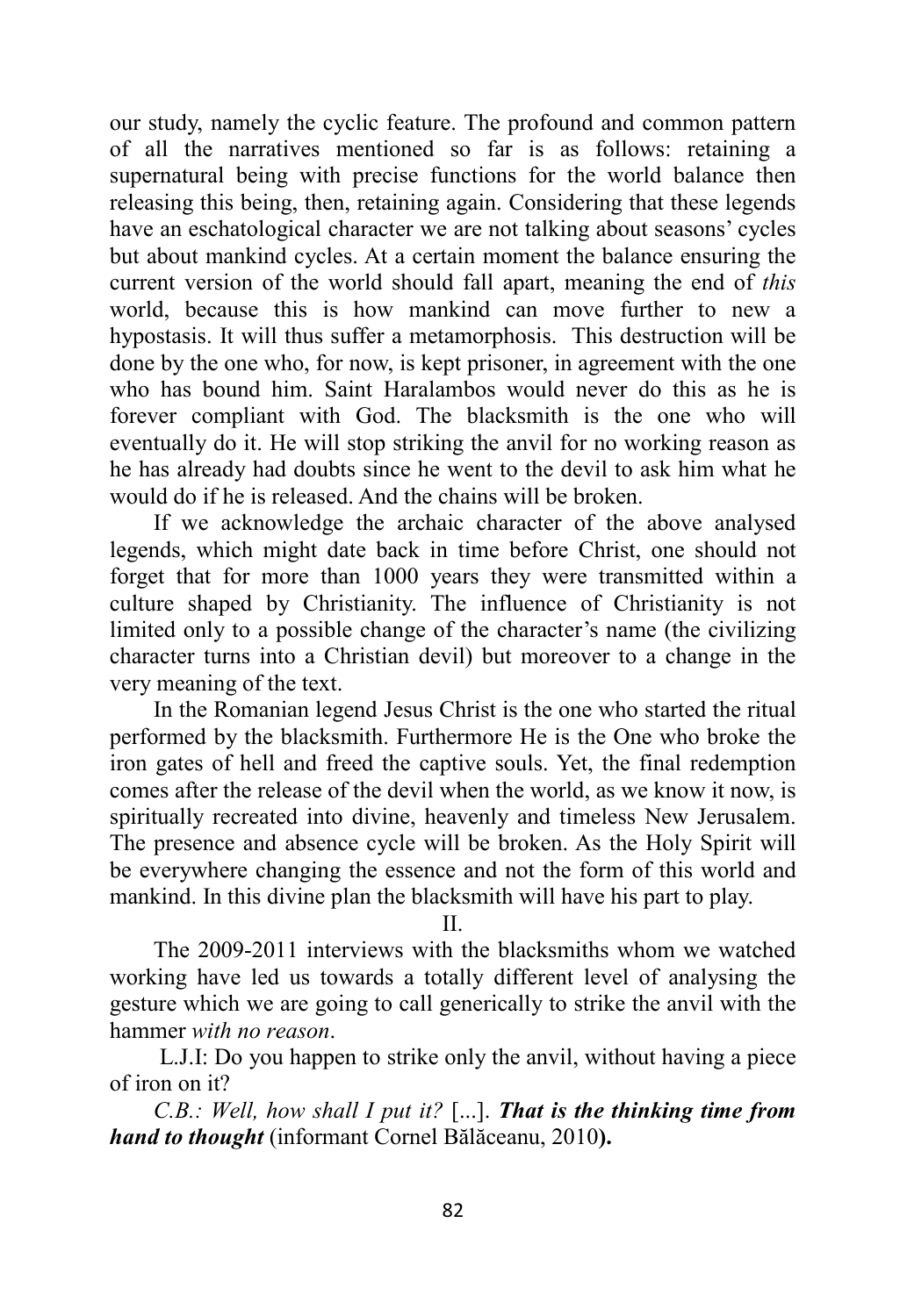our study, namely the cyclic feature. The profound and common pattern of all the narratives mentioned so far is as follows: retaining a supernatural being with precise functions for the world balance then releasing this being, then, retaining again. Considering that these legends have an eschatological character we are not talking about seasons' cycles but about mankind cycles. At a certain moment the balance ensuring the current version of the world should fall apart, meaning the end of *this* world, because this is how mankind can move further to new a hypostasis. It will thus suffer a metamorphosis. This destruction will be done by the one who, for now, is kept prisoner, in agreement with the one who has bound him. Saint Haralambos would never do this as he is forever compliant with God. The blacksmith is the one who will eventually do it. He will stop striking the anvil for no working reason as he has already had doubts since he went to the devil to ask him what he would do if he is released. And the chains will be broken.

If we acknowledge the archaic character of the above analysed legends, which might date back in time before Christ, one should not forget that for more than 1000 years they were transmitted within a culture shaped by Christianity. The influence of Christianity is not limited only to a possible change of the character's name (the civilizing character turns into a Christian devil) but moreover to a change in the very meaning of the text.

In the Romanian legend Jesus Christ is the one who started the ritual performed by the blacksmith. Furthermore He is the One who broke the iron gates of hell and freed the captive souls. Yet, the final redemption comes after the release of the devil when the world, as we know it now, is spiritually recreated into divine, heavenly and timeless New Jerusalem. The presence and absence cycle will be broken. As the Holy Spirit will be everywhere changing the essence and not the form of this world and mankind. In this divine plan the blacksmith will have his part to play.

## II.

The 2009-2011 interviews with the blacksmiths whom we watched working have led us towards a totally different level of analysing the gesture which we are going to call generically to strike the anvil with the hammer *with no reason*.

L.J.I: Do you happen to strike only the anvil, without having a piece of iron on it?

*C.B.: Well, how shall I put it?* [...]. ***That is the thinking time from hand to thought*** (informant Cornel Bălăceanu, 2010**).**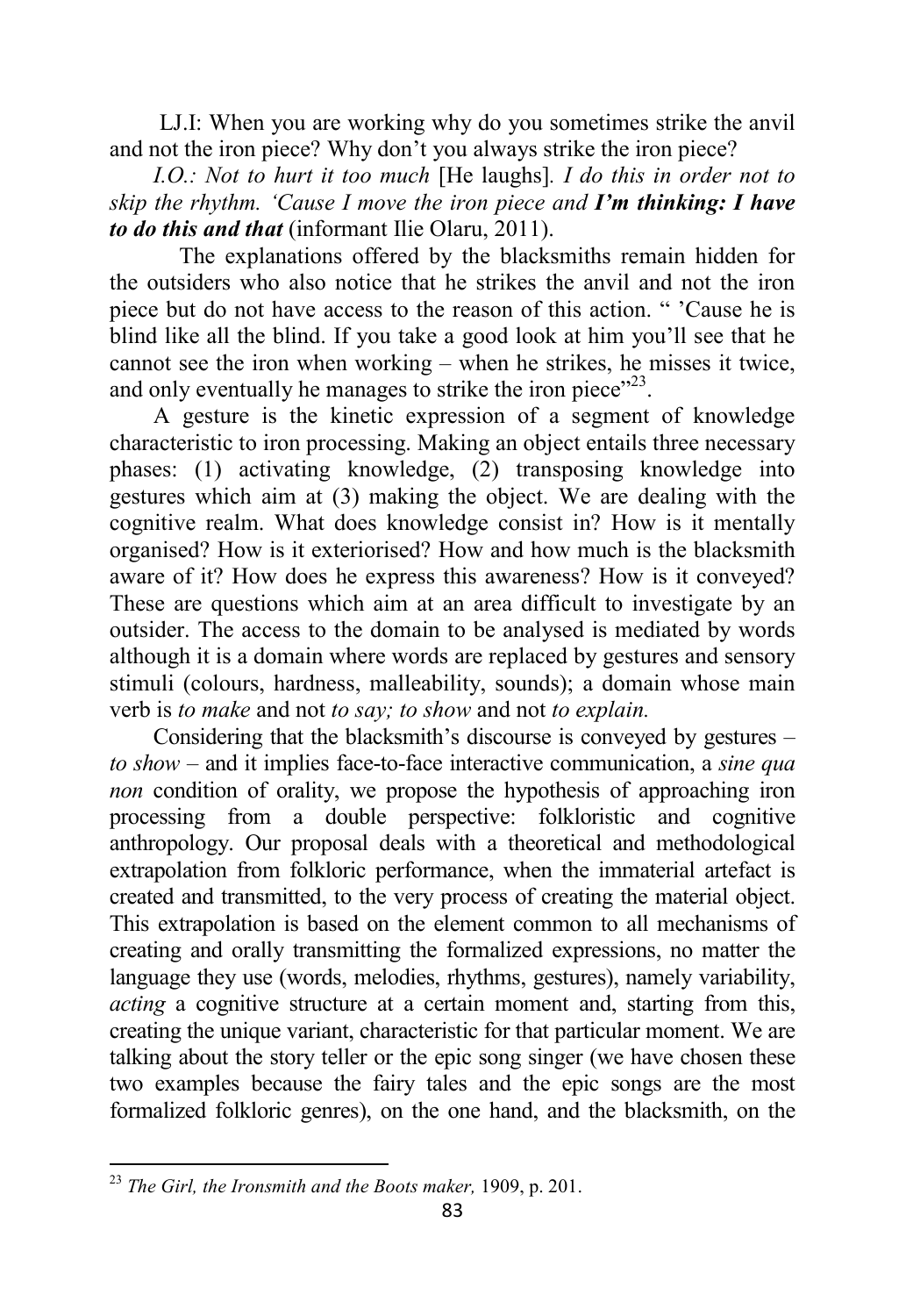LJ.I: When you are working why do you sometimes strike the anvil and not the iron piece? Why don't you always strike the iron piece?

*I.O.: Not to hurt it too much* [He laughs]. *I do this in order not to skip the rhythm. 'Cause I move the iron piece and **I'm thinking: I have to do this and that*** (informant Ilie Olaru, 2011).

The explanations offered by the blacksmiths remain hidden for the outsiders who also notice that he strikes the anvil and not the iron piece but do not have access to the reason of this action. " 'Cause he is blind like all the blind. If you take a good look at him you'll see that he cannot see the iron when working – when he strikes, he misses it twice, and only eventually he manages to strike the iron piece"[23].

A gesture is the kinetic expression of a segment of knowledge characteristic to iron processing. Making an object entails three necessary phases: (1) activating knowledge, (2) transposing knowledge into gestures which aim at (3) making the object. We are dealing with the cognitive realm. What does knowledge consist in? How is it mentally organised? How is it exteriorised? How and how much is the blacksmith aware of it? How does he express this awareness? How is it conveyed? These are questions which aim at an area difficult to investigate by an outsider. The access to the domain to be analysed is mediated by words although it is a domain where words are replaced by gestures and sensory stimuli (colours, hardness, malleability, sounds); a domain whose main verb is *to make* and not *to say; to show* and not *to explain.*

Considering that the blacksmith's discourse is conveyed by gestures – *to show* – and it implies face-to-face interactive communication, a *sine qua non* condition of orality, we propose the hypothesis of approaching iron processing from a double perspective: folkloristic and cognitive anthropology. Our proposal deals with a theoretical and methodological extrapolation from folkloric performance, when the immaterial artefact is created and transmitted, to the very process of creating the material object. This extrapolation is based on the element common to all mechanisms of creating and orally transmitting the formalized expressions, no matter the language they use (words, melodies, rhythms, gestures), namely variability, *acting* a cognitive structure at a certain moment and, starting from this, creating the unique variant, characteristic for that particular moment. We are talking about the story teller or the epic song singer (we have chosen these two examples because the fairy tales and the epic songs are the most formalized folkloric genres), on the one hand, and the blacksmith, on the

[23] *The Girl, the Ironsmith and the Boots maker,* 1909, p. 201.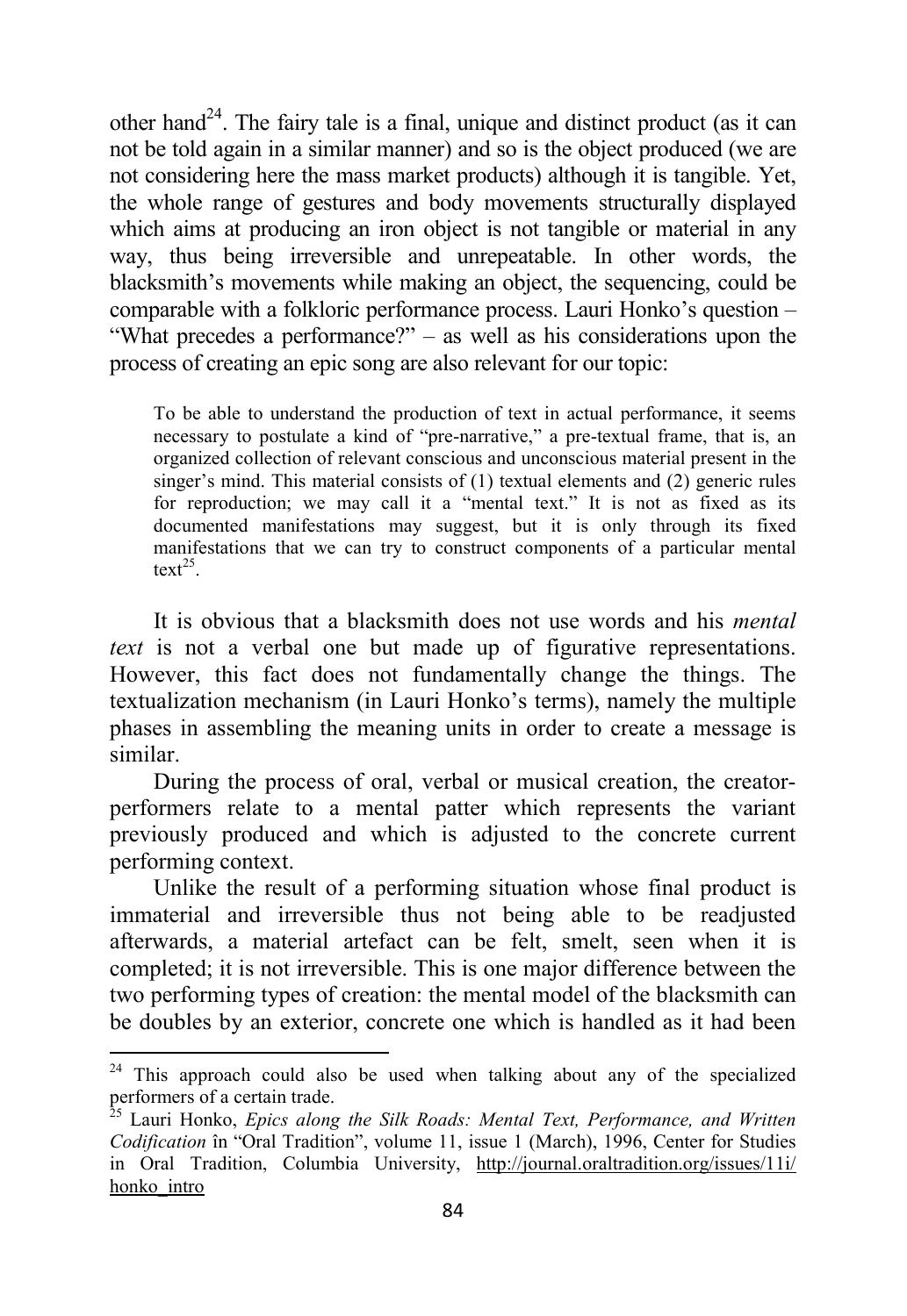other hand[24]. The fairy tale is a final, unique and distinct product (as it can not be told again in a similar manner) and so is the object produced (we are not considering here the mass market products) although it is tangible. Yet, the whole range of gestures and body movements structurally displayed which aims at producing an iron object is not tangible or material in any way, thus being irreversible and unrepeatable. In other words, the blacksmith's movements while making an object, the sequencing, could be comparable with a folkloric performance process. Lauri Honko's question – "What precedes a performance?" – as well as his considerations upon the process of creating an epic song are also relevant for our topic:

> To be able to understand the production of text in actual performance, it seems necessary to postulate a kind of "pre-narrative," a pre-textual frame, that is, an organized collection of relevant conscious and unconscious material present in the singer's mind. This material consists of (1) textual elements and (2) generic rules for reproduction; we may call it a "mental text." It is not as fixed as its documented manifestations may suggest, but it is only through its fixed manifestations that we can try to construct components of a particular mental text[25].

It is obvious that a blacksmith does not use words and his *mental text* is not a verbal one but made up of figurative representations. However, this fact does not fundamentally change the things. The textualization mechanism (in Lauri Honko's terms), namely the multiple phases in assembling the meaning units in order to create a message is similar.

During the process of oral, verbal or musical creation, the creator-performers relate to a mental patter which represents the variant previously produced and which is adjusted to the concrete current performing context.

Unlike the result of a performing situation whose final product is immaterial and irreversible thus not being able to be readjusted afterwards, a material artefact can be felt, smelt, seen when it is completed; it is not irreversible. This is one major difference between the two performing types of creation: the mental model of the blacksmith can be doubles by an exterior, concrete one which is handled as it had been

---

[24] This approach could also be used when talking about any of the specialized performers of a certain trade.

[25] Lauri Honko, *Epics along the Silk Roads: Mental Text, Performance, and Written Codification* în "Oral Tradition", volume 11, issue 1 (March), 1996, Center for Studies in Oral Tradition, Columbia University, http://journal.oraltradition.org/issues/11i/honko_intro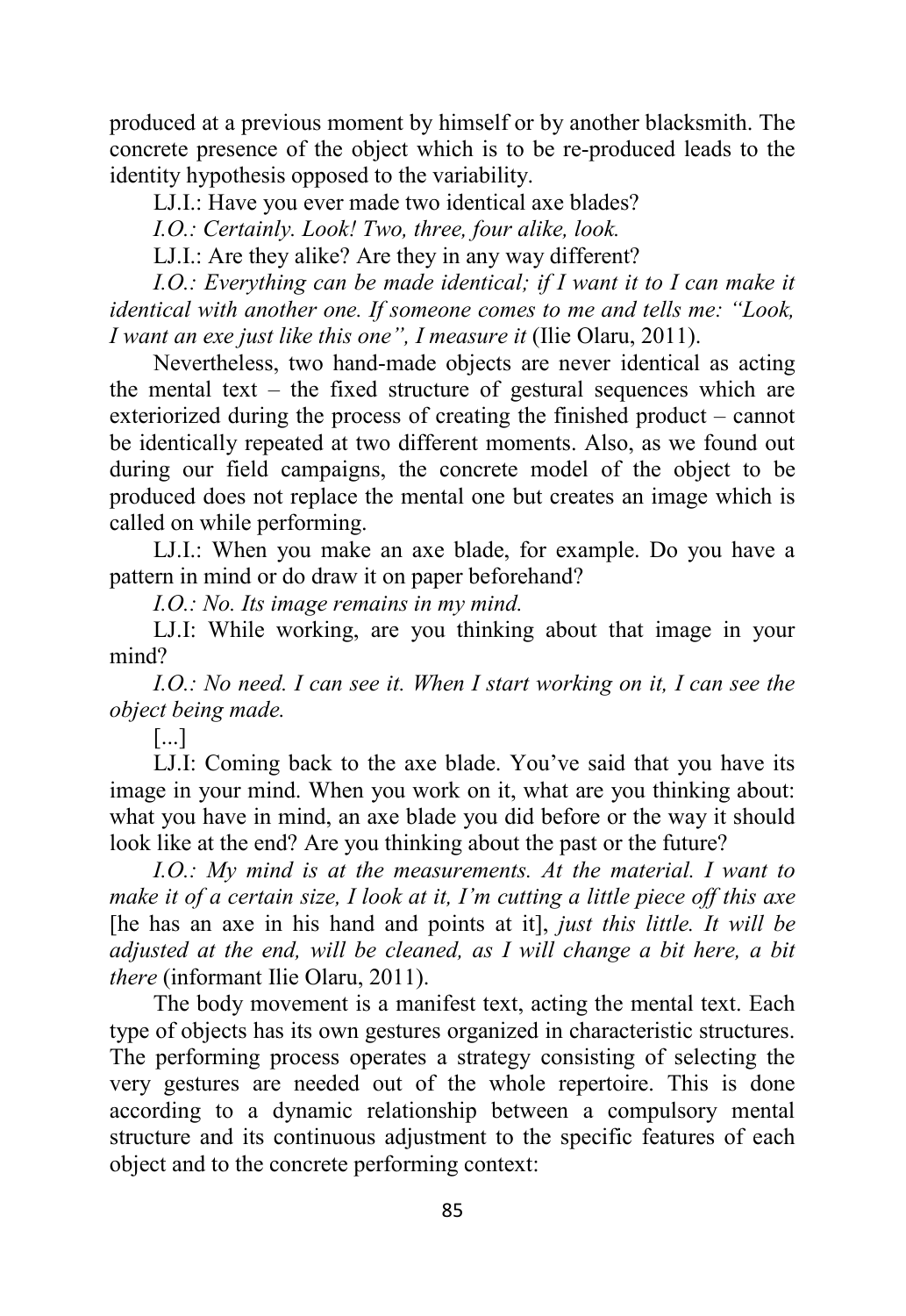produced at a previous moment by himself or by another blacksmith. The concrete presence of the object which is to be re-produced leads to the identity hypothesis opposed to the variability.

LJ.I.: Have you ever made two identical axe blades?

*I.O.: Certainly. Look! Two, three, four alike, look.*

LJ.I.: Are they alike? Are they in any way different?

*I.O.: Everything can be made identical; if I want it to I can make it identical with another one. If someone comes to me and tells me: "Look, I want an exe just like this one", I measure it* (Ilie Olaru, 2011).

Nevertheless, two hand-made objects are never identical as acting the mental text – the fixed structure of gestural sequences which are exteriorized during the process of creating the finished product – cannot be identically repeated at two different moments. Also, as we found out during our field campaigns, the concrete model of the object to be produced does not replace the mental one but creates an image which is called on while performing.

LJ.I.: When you make an axe blade, for example. Do you have a pattern in mind or do draw it on paper beforehand?

*I.O.: No. Its image remains in my mind.*

LJ.I: While working, are you thinking about that image in your mind?

*I.O.: No need. I can see it. When I start working on it, I can see the object being made.*

[...]

LJ.I: Coming back to the axe blade. You've said that you have its image in your mind. When you work on it, what are you thinking about: what you have in mind, an axe blade you did before or the way it should look like at the end? Are you thinking about the past or the future?

*I.O.: My mind is at the measurements. At the material. I want to make it of a certain size, I look at it, I'm cutting a little piece off this axe* [he has an axe in his hand and points at it], *just this little. It will be adjusted at the end, will be cleaned, as I will change a bit here, a bit there* (informant Ilie Olaru, 2011).

The body movement is a manifest text, acting the mental text. Each type of objects has its own gestures organized in characteristic structures. The performing process operates a strategy consisting of selecting the very gestures are needed out of the whole repertoire. This is done according to a dynamic relationship between a compulsory mental structure and its continuous adjustment to the specific features of each object and to the concrete performing context: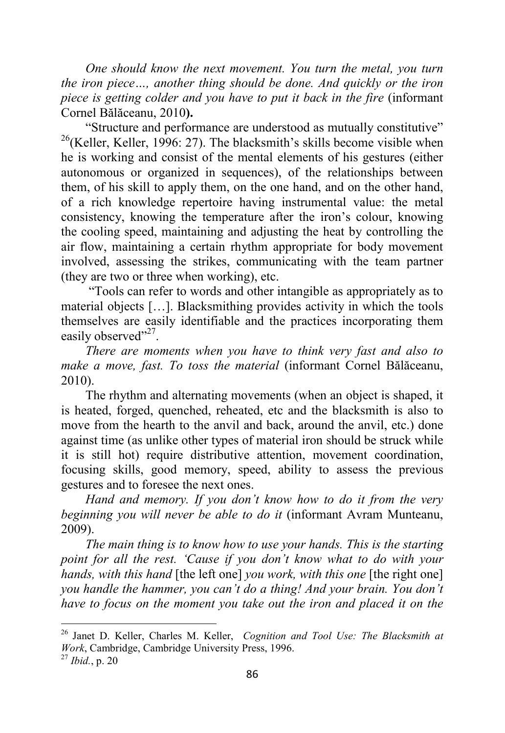*One should know the next movement. You turn the metal, you turn the iron piece…, another thing should be done. And quickly or the iron piece is getting colder and you have to put it back in the fire* (informant Cornel Bălăceanu, 2010**).**

"Structure and performance are understood as mutually constitutive" [26](Keller, Keller, 1996: 27). The blacksmith's skills become visible when he is working and consist of the mental elements of his gestures (either autonomous or organized in sequences), of the relationships between them, of his skill to apply them, on the one hand, and on the other hand, of a rich knowledge repertoire having instrumental value: the metal consistency, knowing the temperature after the iron's colour, knowing the cooling speed, maintaining and adjusting the heat by controlling the air flow, maintaining a certain rhythm appropriate for body movement involved, assessing the strikes, communicating with the team partner (they are two or three when working), etc.

"Tools can refer to words and other intangible as appropriately as to material objects […]. Blacksmithing provides activity in which the tools themselves are easily identifiable and the practices incorporating them easily observed"[27].

*There are moments when you have to think very fast and also to make a move, fast. To toss the material* (informant Cornel Bălăceanu, 2010).

The rhythm and alternating movements (when an object is shaped, it is heated, forged, quenched, reheated, etc and the blacksmith is also to move from the hearth to the anvil and back, around the anvil, etc.) done against time (as unlike other types of material iron should be struck while it is still hot) require distributive attention, movement coordination, focusing skills, good memory, speed, ability to assess the previous gestures and to foresee the next ones.

*Hand and memory. If you don't know how to do it from the very beginning you will never be able to do it* (informant Avram Munteanu, 2009).

*The main thing is to know how to use your hands. This is the starting point for all the rest. 'Cause if you don't know what to do with your hands, with this hand* [the left one] *you work, with this one* [the right one] *you handle the hammer, you can't do a thing! And your brain. You don't have to focus on the moment you take out the iron and placed it on the*

---

[26] Janet D. Keller, Charles M. Keller, *Cognition and Tool Use: The Blacksmith at Work*, Cambridge, Cambridge University Press, 1996.

[27] *Ibid.*, p. 20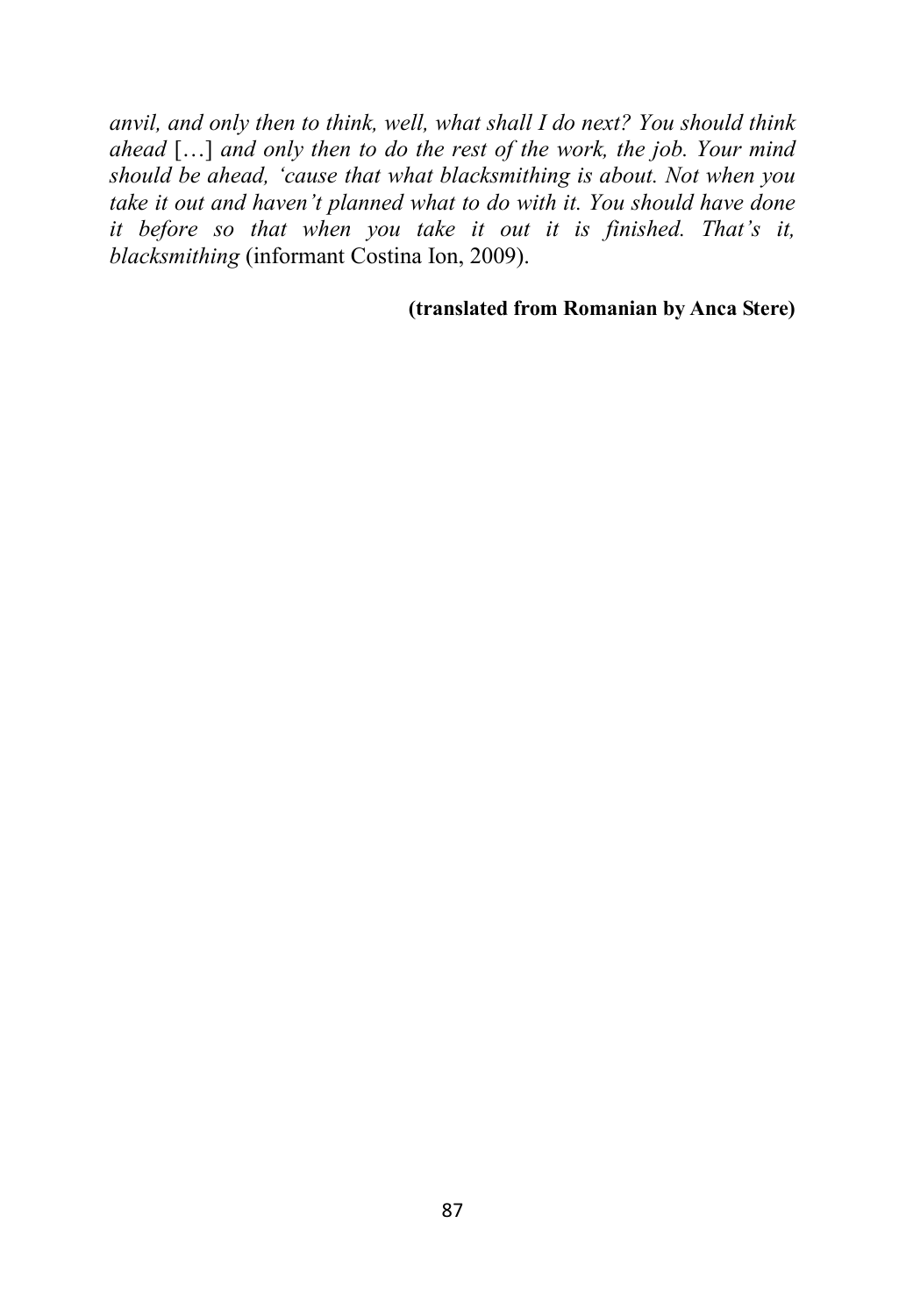*anvil, and only then to think, well, what shall I do next? You should think ahead* […] *and only then to do the rest of the work, the job. Your mind should be ahead, 'cause that what blacksmithing is about. Not when you take it out and haven't planned what to do with it. You should have done it before so that when you take it out it is finished. That's it, blacksmithing* (informant Costina Ion, 2009).

**(translated from Romanian by Anca Stere)**